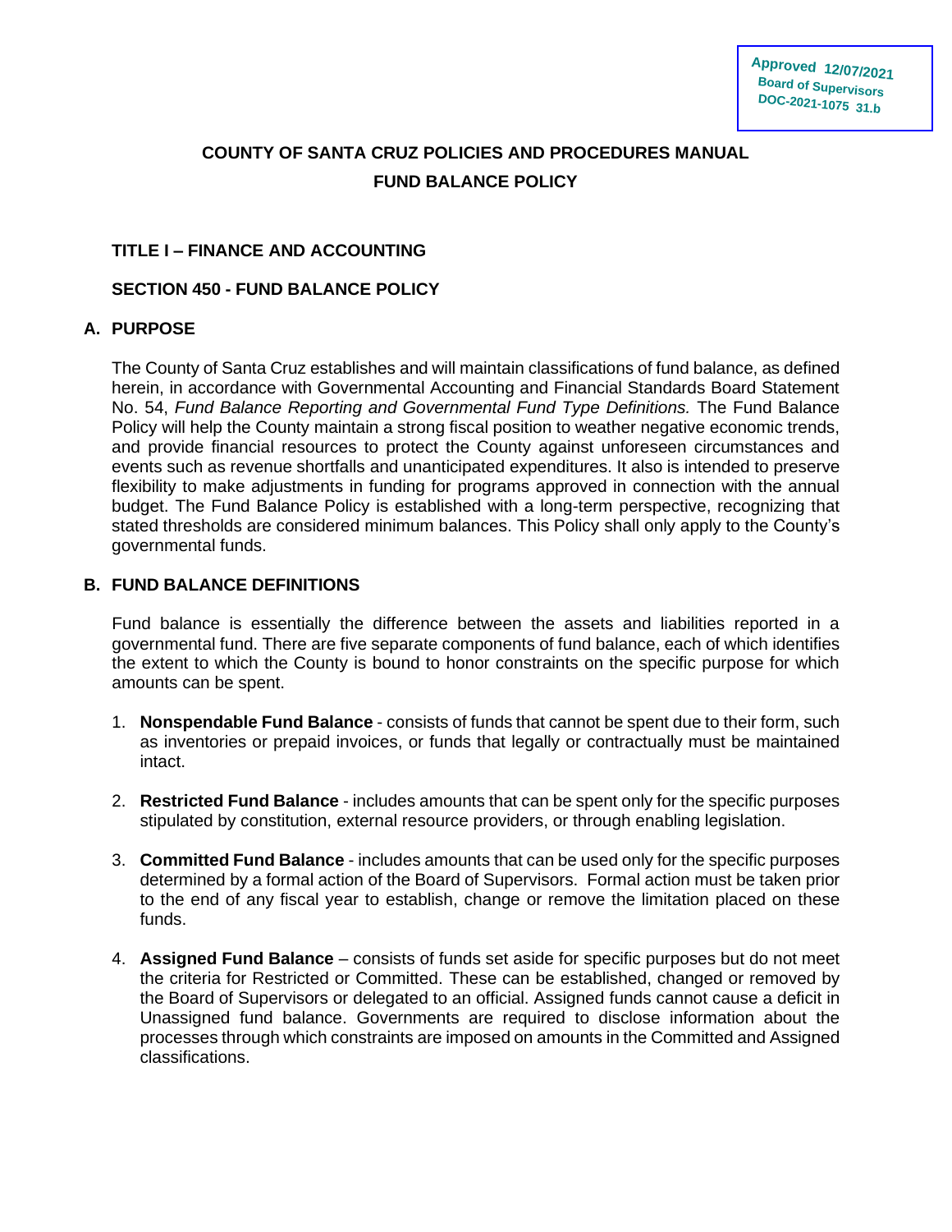Approved 12/07/2021
Board of Supervisors
DOC-2021-1075 31.b

# COUNTY OF SANTA CRUZ POLICIES AND PROCEDURES MANUAL

# FUND BALANCE POLICY

## TITLE I – FINANCE AND ACCOUNTING

## SECTION 450 - FUND BALANCE POLICY

## A. PURPOSE

The County of Santa Cruz establishes and will maintain classifications of fund balance, as defined herein, in accordance with Governmental Accounting and Financial Standards Board Statement No. 54, *Fund Balance Reporting and Governmental Fund Type Definitions.* The Fund Balance Policy will help the County maintain a strong fiscal position to weather negative economic trends, and provide financial resources to protect the County against unforeseen circumstances and events such as revenue shortfalls and unanticipated expenditures. It also is intended to preserve flexibility to make adjustments in funding for programs approved in connection with the annual budget. The Fund Balance Policy is established with a long-term perspective, recognizing that stated thresholds are considered minimum balances. This Policy shall only apply to the County's governmental funds.

## B. FUND BALANCE DEFINITIONS

Fund balance is essentially the difference between the assets and liabilities reported in a governmental fund. There are five separate components of fund balance, each of which identifies the extent to which the County is bound to honor constraints on the specific purpose for which amounts can be spent.

1. **Nonspendable Fund Balance** - consists of funds that cannot be spent due to their form, such as inventories or prepaid invoices, or funds that legally or contractually must be maintained intact.

2. **Restricted Fund Balance** - includes amounts that can be spent only for the specific purposes stipulated by constitution, external resource providers, or through enabling legislation.

3. **Committed Fund Balance** - includes amounts that can be used only for the specific purposes determined by a formal action of the Board of Supervisors. Formal action must be taken prior to the end of any fiscal year to establish, change or remove the limitation placed on these funds.

4. **Assigned Fund Balance** – consists of funds set aside for specific purposes but do not meet the criteria for Restricted or Committed. These can be established, changed or removed by the Board of Supervisors or delegated to an official. Assigned funds cannot cause a deficit in Unassigned fund balance. Governments are required to disclose information about the processes through which constraints are imposed on amounts in the Committed and Assigned classifications.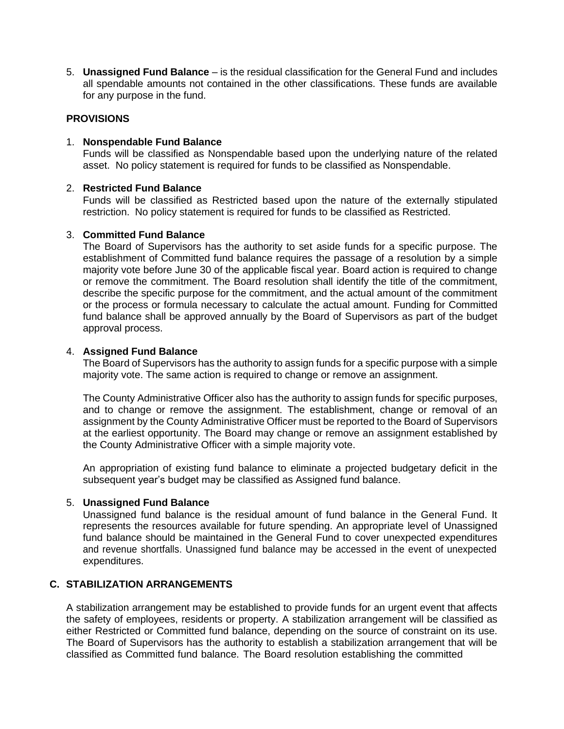5. **Unassigned Fund Balance** – is the residual classification for the General Fund and includes all spendable amounts not contained in the other classifications. These funds are available for any purpose in the fund.

### PROVISIONS

1. **Nonspendable Fund Balance**
   Funds will be classified as Nonspendable based upon the underlying nature of the related asset. No policy statement is required for funds to be classified as Nonspendable.

2. **Restricted Fund Balance**
   Funds will be classified as Restricted based upon the nature of the externally stipulated restriction. No policy statement is required for funds to be classified as Restricted.

3. **Committed Fund Balance**
   The Board of Supervisors has the authority to set aside funds for a specific purpose. The establishment of Committed fund balance requires the passage of a resolution by a simple majority vote before June 30 of the applicable fiscal year. Board action is required to change or remove the commitment. The Board resolution shall identify the title of the commitment, describe the specific purpose for the commitment, and the actual amount of the commitment or the process or formula necessary to calculate the actual amount. Funding for Committed fund balance shall be approved annually by the Board of Supervisors as part of the budget approval process.

4. **Assigned Fund Balance**
   The Board of Supervisors has the authority to assign funds for a specific purpose with a simple majority vote. The same action is required to change or remove an assignment.

   The County Administrative Officer also has the authority to assign funds for specific purposes, and to change or remove the assignment. The establishment, change or removal of an assignment by the County Administrative Officer must be reported to the Board of Supervisors at the earliest opportunity. The Board may change or remove an assignment established by the County Administrative Officer with a simple majority vote.

   An appropriation of existing fund balance to eliminate a projected budgetary deficit in the subsequent year's budget may be classified as Assigned fund balance.

5. **Unassigned Fund Balance**
   Unassigned fund balance is the residual amount of fund balance in the General Fund. It represents the resources available for future spending. An appropriate level of Unassigned fund balance should be maintained in the General Fund to cover unexpected expenditures and revenue shortfalls. Unassigned fund balance may be accessed in the event of unexpected expenditures.

## C. STABILIZATION ARRANGEMENTS

A stabilization arrangement may be established to provide funds for an urgent event that affects the safety of employees, residents or property. A stabilization arrangement will be classified as either Restricted or Committed fund balance, depending on the source of constraint on its use. The Board of Supervisors has the authority to establish a stabilization arrangement that will be classified as Committed fund balance. The Board resolution establishing the committed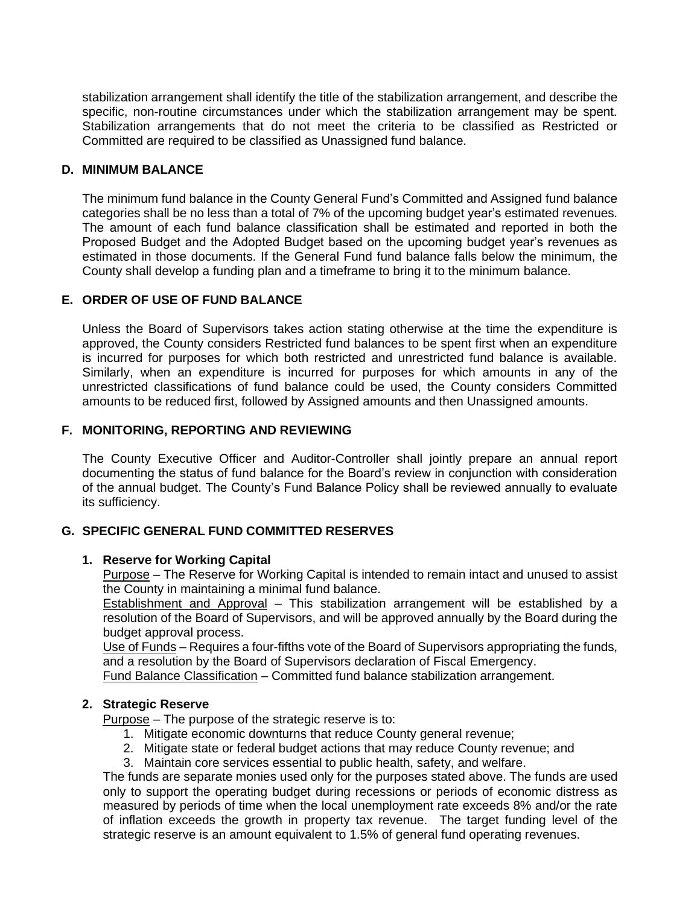stabilization arrangement shall identify the title of the stabilization arrangement, and describe the specific, non-routine circumstances under which the stabilization arrangement may be spent. Stabilization arrangements that do not meet the criteria to be classified as Restricted or Committed are required to be classified as Unassigned fund balance.

## D. MINIMUM BALANCE

The minimum fund balance in the County General Fund's Committed and Assigned fund balance categories shall be no less than a total of 7% of the upcoming budget year's estimated revenues. The amount of each fund balance classification shall be estimated and reported in both the Proposed Budget and the Adopted Budget based on the upcoming budget year's revenues as estimated in those documents. If the General Fund fund balance falls below the minimum, the County shall develop a funding plan and a timeframe to bring it to the minimum balance.

## E. ORDER OF USE OF FUND BALANCE

Unless the Board of Supervisors takes action stating otherwise at the time the expenditure is approved, the County considers Restricted fund balances to be spent first when an expenditure is incurred for purposes for which both restricted and unrestricted fund balance is available. Similarly, when an expenditure is incurred for purposes for which amounts in any of the unrestricted classifications of fund balance could be used, the County considers Committed amounts to be reduced first, followed by Assigned amounts and then Unassigned amounts.

## F. MONITORING, REPORTING AND REVIEWING

The County Executive Officer and Auditor-Controller shall jointly prepare an annual report documenting the status of fund balance for the Board's review in conjunction with consideration of the annual budget. The County's Fund Balance Policy shall be reviewed annually to evaluate its sufficiency.

## G. SPECIFIC GENERAL FUND COMMITTED RESERVES

### 1. Reserve for Working Capital

Purpose – The Reserve for Working Capital is intended to remain intact and unused to assist the County in maintaining a minimal fund balance.

Establishment and Approval – This stabilization arrangement will be established by a resolution of the Board of Supervisors, and will be approved annually by the Board during the budget approval process.

Use of Funds – Requires a four-fifths vote of the Board of Supervisors appropriating the funds, and a resolution by the Board of Supervisors declaration of Fiscal Emergency.

Fund Balance Classification – Committed fund balance stabilization arrangement.

### 2. Strategic Reserve

Purpose – The purpose of the strategic reserve is to:

1. Mitigate economic downturns that reduce County general revenue;
2. Mitigate state or federal budget actions that may reduce County revenue; and
3. Maintain core services essential to public health, safety, and welfare.

The funds are separate monies used only for the purposes stated above. The funds are used only to support the operating budget during recessions or periods of economic distress as measured by periods of time when the local unemployment rate exceeds 8% and/or the rate of inflation exceeds the growth in property tax revenue. The target funding level of the strategic reserve is an amount equivalent to 1.5% of general fund operating revenues.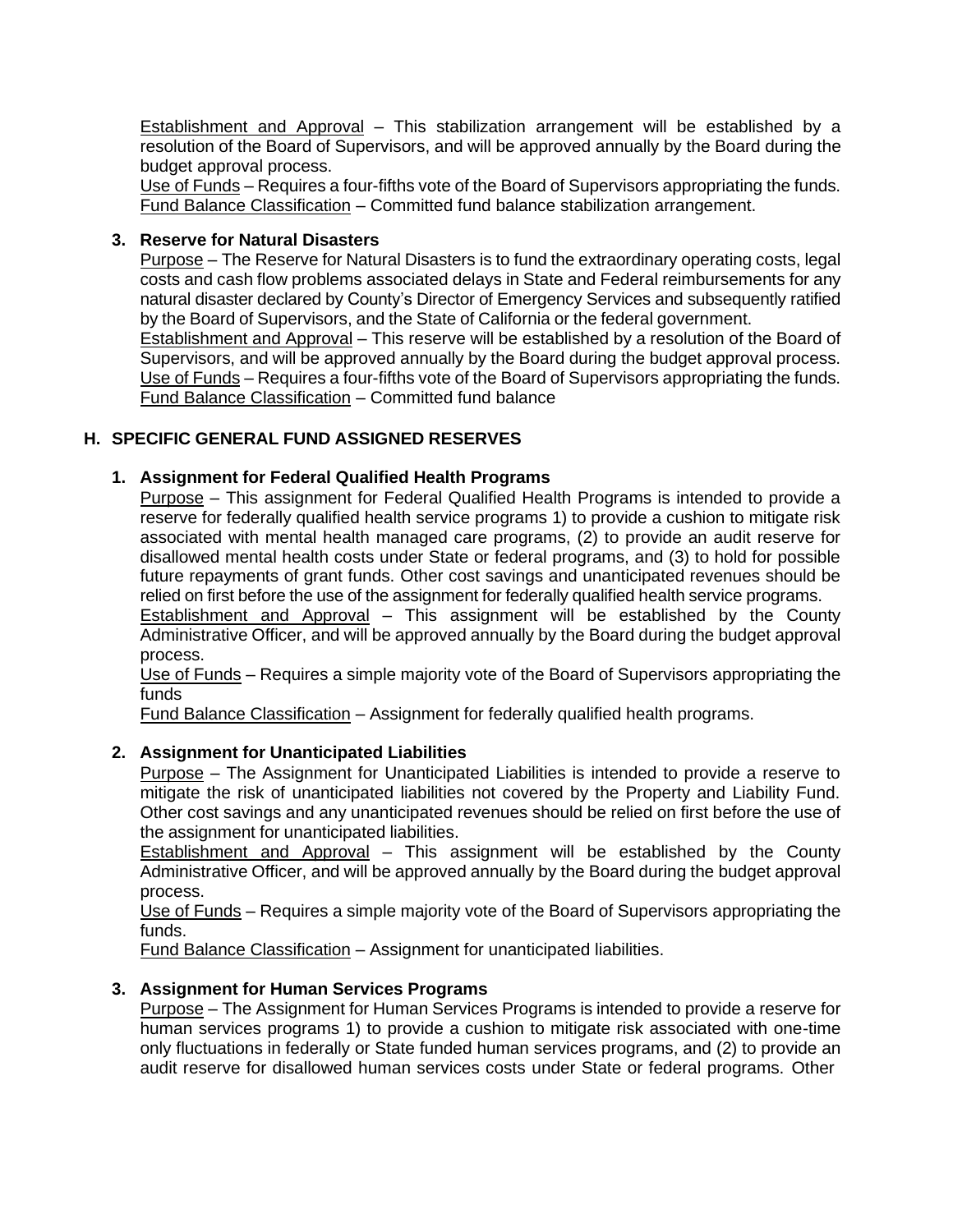Establishment and Approval – This stabilization arrangement will be established by a resolution of the Board of Supervisors, and will be approved annually by the Board during the budget approval process.
Use of Funds – Requires a four-fifths vote of the Board of Supervisors appropriating the funds.
Fund Balance Classification – Committed fund balance stabilization arrangement.

**3. Reserve for Natural Disasters**

Purpose – The Reserve for Natural Disasters is to fund the extraordinary operating costs, legal costs and cash flow problems associated delays in State and Federal reimbursements for any natural disaster declared by County's Director of Emergency Services and subsequently ratified by the Board of Supervisors, and the State of California or the federal government.
Establishment and Approval – This reserve will be established by a resolution of the Board of Supervisors, and will be approved annually by the Board during the budget approval process.
Use of Funds – Requires a four-fifths vote of the Board of Supervisors appropriating the funds.
Fund Balance Classification – Committed fund balance

## H. SPECIFIC GENERAL FUND ASSIGNED RESERVES

**1. Assignment for Federal Qualified Health Programs**

Purpose – This assignment for Federal Qualified Health Programs is intended to provide a reserve for federally qualified health service programs 1) to provide a cushion to mitigate risk associated with mental health managed care programs, (2) to provide an audit reserve for disallowed mental health costs under State or federal programs, and (3) to hold for possible future repayments of grant funds. Other cost savings and unanticipated revenues should be relied on first before the use of the assignment for federally qualified health service programs.
Establishment and Approval – This assignment will be established by the County Administrative Officer, and will be approved annually by the Board during the budget approval process.
Use of Funds – Requires a simple majority vote of the Board of Supervisors appropriating the funds
Fund Balance Classification – Assignment for federally qualified health programs.

**2. Assignment for Unanticipated Liabilities**

Purpose – The Assignment for Unanticipated Liabilities is intended to provide a reserve to mitigate the risk of unanticipated liabilities not covered by the Property and Liability Fund. Other cost savings and any unanticipated revenues should be relied on first before the use of the assignment for unanticipated liabilities.
Establishment and Approval – This assignment will be established by the County Administrative Officer, and will be approved annually by the Board during the budget approval process.
Use of Funds – Requires a simple majority vote of the Board of Supervisors appropriating the funds.
Fund Balance Classification – Assignment for unanticipated liabilities.

**3. Assignment for Human Services Programs**

Purpose – The Assignment for Human Services Programs is intended to provide a reserve for human services programs 1) to provide a cushion to mitigate risk associated with one-time only fluctuations in federally or State funded human services programs, and (2) to provide an audit reserve for disallowed human services costs under State or federal programs. Other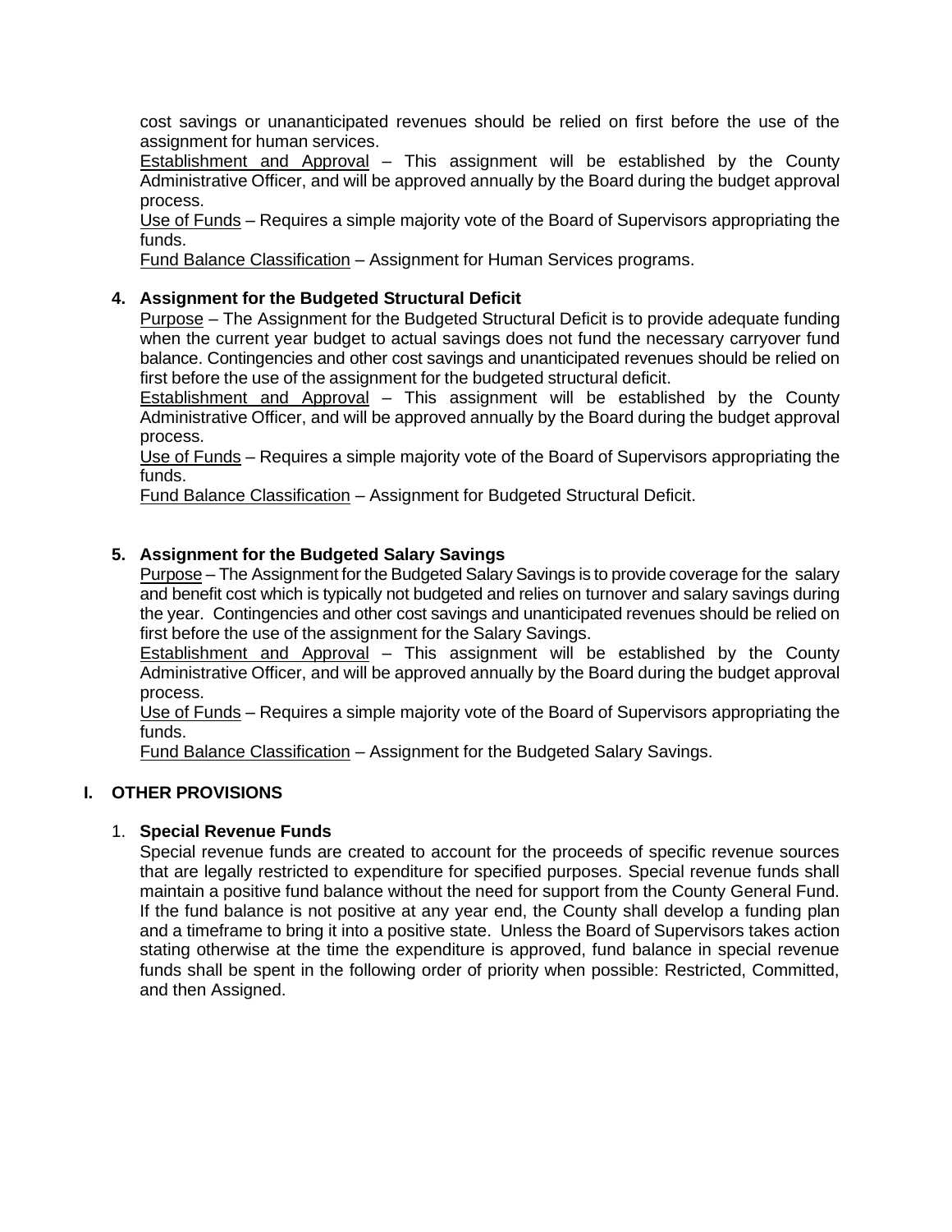cost savings or unananticipated revenues should be relied on first before the use of the assignment for human services.

Establishment and Approval – This assignment will be established by the County Administrative Officer, and will be approved annually by the Board during the budget approval process.

Use of Funds – Requires a simple majority vote of the Board of Supervisors appropriating the funds.

Fund Balance Classification – Assignment for Human Services programs.

**4. Assignment for the Budgeted Structural Deficit**

Purpose – The Assignment for the Budgeted Structural Deficit is to provide adequate funding when the current year budget to actual savings does not fund the necessary carryover fund balance. Contingencies and other cost savings and unanticipated revenues should be relied on first before the use of the assignment for the budgeted structural deficit.

Establishment and Approval – This assignment will be established by the County Administrative Officer, and will be approved annually by the Board during the budget approval process.

Use of Funds – Requires a simple majority vote of the Board of Supervisors appropriating the funds.

Fund Balance Classification – Assignment for Budgeted Structural Deficit.

**5. Assignment for the Budgeted Salary Savings**

Purpose – The Assignment for the Budgeted Salary Savings is to provide coverage for the salary and benefit cost which is typically not budgeted and relies on turnover and salary savings during the year. Contingencies and other cost savings and unanticipated revenues should be relied on first before the use of the assignment for the Salary Savings.

Establishment and Approval – This assignment will be established by the County Administrative Officer, and will be approved annually by the Board during the budget approval process.

Use of Funds – Requires a simple majority vote of the Board of Supervisors appropriating the funds.

Fund Balance Classification – Assignment for the Budgeted Salary Savings.

## I. OTHER PROVISIONS

1. **Special Revenue Funds**

Special revenue funds are created to account for the proceeds of specific revenue sources that are legally restricted to expenditure for specified purposes. Special revenue funds shall maintain a positive fund balance without the need for support from the County General Fund. If the fund balance is not positive at any year end, the County shall develop a funding plan and a timeframe to bring it into a positive state. Unless the Board of Supervisors takes action stating otherwise at the time the expenditure is approved, fund balance in special revenue funds shall be spent in the following order of priority when possible: Restricted, Committed, and then Assigned.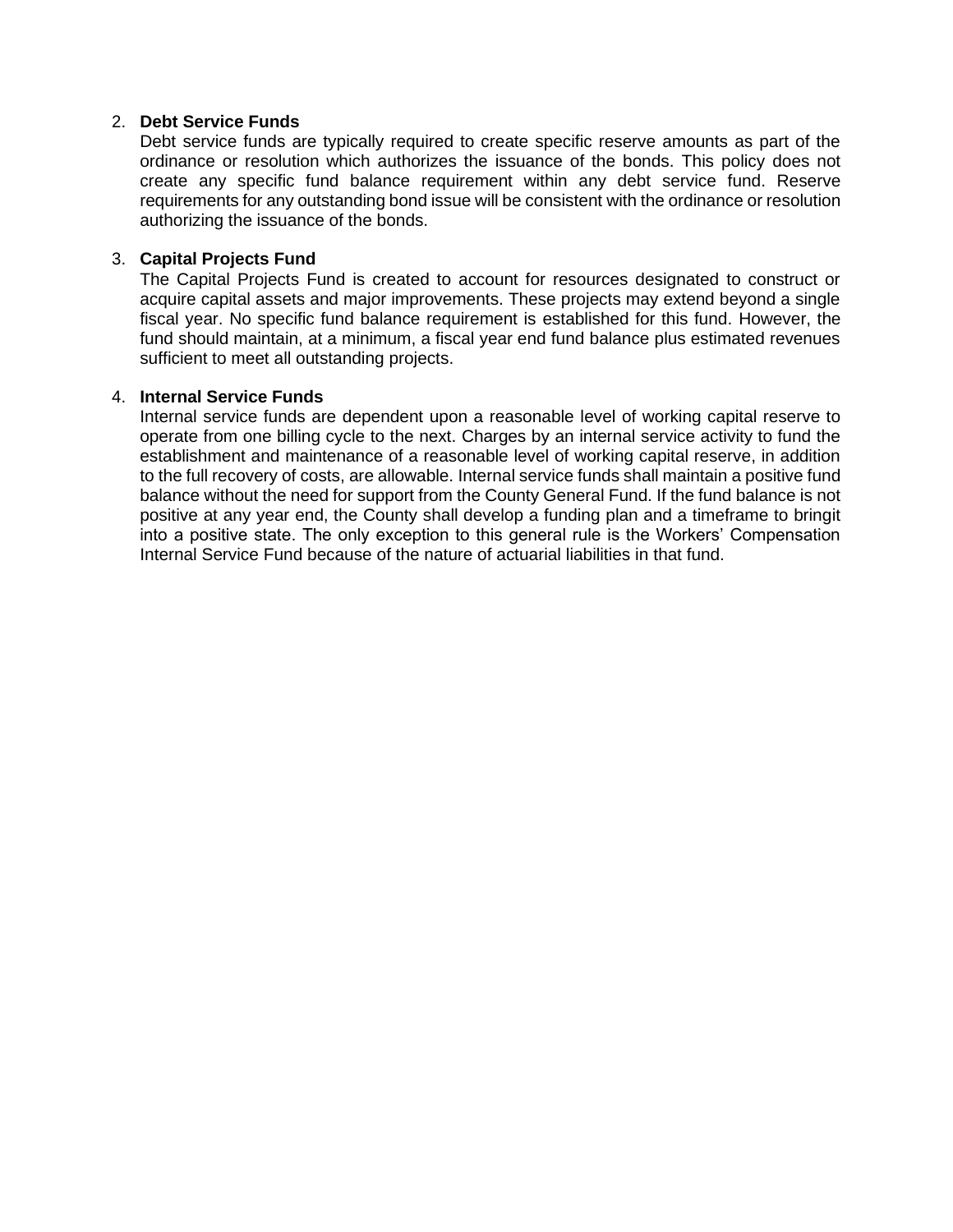2. **Debt Service Funds**
   Debt service funds are typically required to create specific reserve amounts as part of the ordinance or resolution which authorizes the issuance of the bonds. This policy does not create any specific fund balance requirement within any debt service fund. Reserve requirements for any outstanding bond issue will be consistent with the ordinance or resolution authorizing the issuance of the bonds.

3. **Capital Projects Fund**
   The Capital Projects Fund is created to account for resources designated to construct or acquire capital assets and major improvements. These projects may extend beyond a single fiscal year. No specific fund balance requirement is established for this fund. However, the fund should maintain, at a minimum, a fiscal year end fund balance plus estimated revenues sufficient to meet all outstanding projects.

4. **Internal Service Funds**
   Internal service funds are dependent upon a reasonable level of working capital reserve to operate from one billing cycle to the next. Charges by an internal service activity to fund the establishment and maintenance of a reasonable level of working capital reserve, in addition to the full recovery of costs, are allowable. Internal service funds shall maintain a positive fund balance without the need for support from the County General Fund. If the fund balance is not positive at any year end, the County shall develop a funding plan and a timeframe to bringit into a positive state. The only exception to this general rule is the Workers' Compensation Internal Service Fund because of the nature of actuarial liabilities in that fund.